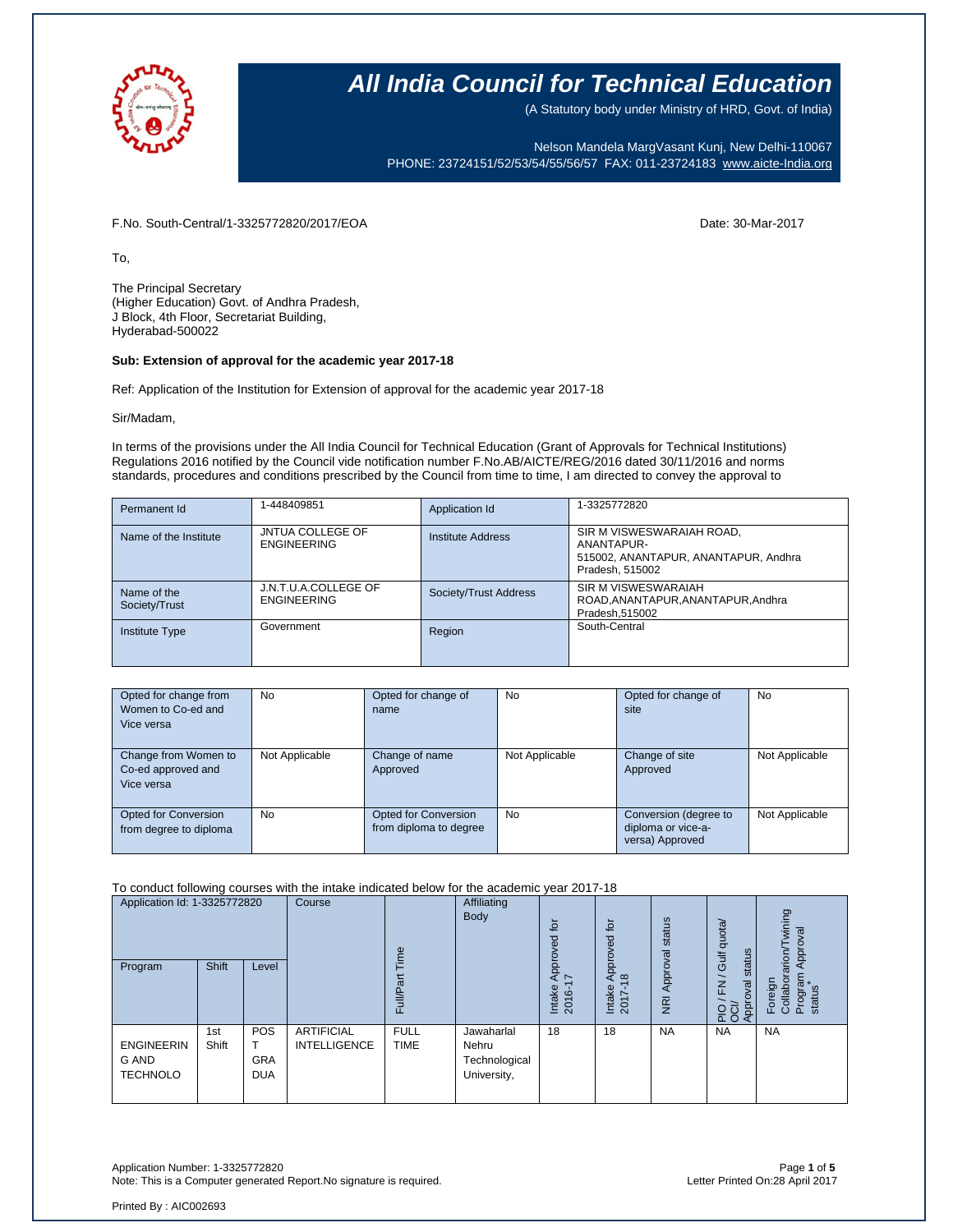# All India Council for Technical Education

(A Statutory body under Ministry of HRD, Govt. of India)

Nelson Mandela MargVasant Kunj, New Delhi-110067
PHONE: 23724151/52/53/54/55/56/57 FAX: 011-23724183 www.aicte-India.org

F.No. South-Central/1-3325772820/2017/EOA

Date: 30-Mar-2017

To,

The Principal Secretary
(Higher Education) Govt. of Andhra Pradesh,
J Block, 4th Floor, Secretariat Building,
Hyderabad-500022

**Sub: Extension of approval for the academic year 2017-18**

Ref: Application of the Institution for Extension of approval for the academic year 2017-18

Sir/Madam,

In terms of the provisions under the All India Council for Technical Education (Grant of Approvals for Technical Institutions) Regulations 2016 notified by the Council vide notification number F.No.AB/AICTE/REG/2016 dated 30/11/2016 and norms standards, procedures and conditions prescribed by the Council from time to time, I am directed to convey the approval to

| Permanent Id | 1-448409851 | Application Id | 1-3325772820 |
|---|---|---|---|
| Name of the Institute | JNTUA COLLEGE OF ENGINEERING | Institute Address | SIR M VISWESWARAIAH ROAD, ANANTAPUR-515002, ANANTAPUR, ANANTAPUR, Andhra Pradesh, 515002 |
| Name of the Society/Trust | J.N.T.U.A.COLLEGE OF ENGINEERING | Society/Trust Address | SIR M VISWESWARAIAH ROAD,ANANTAPUR,ANANTAPUR,Andhra Pradesh,515002 |
| Institute Type | Government | Region | South-Central |

| Opted for change from Women to Co-ed and Vice versa | No | Opted for change of name | No | Opted for change of site | No |
|---|---|---|---|---|---|
| Change from Women to Co-ed approved and Vice versa | Not Applicable | Change of name Approved | Not Applicable | Change of site Approved | Not Applicable |
| Opted for Conversion from degree to diploma | No | Opted for Conversion from diploma to degree | No | Conversion (degree to diploma or vice-a-versa) Approved | Not Applicable |

To conduct following courses with the intake indicated below for the academic year 2017-18

| Application Id: 1-3325772820 | | | Course | Full/Part Time | Affiliating Body | Intake Approved for 2016-17 | Intake Approved for 2017-18 | NRI Approval status | PIO / FN / Gulf quota/ OCI/ Approval status | Foreign Collaborarion/Twining Program Approval status* |
|---|---|---|---|---|---|---|---|---|---|---|
| Program | Shift | Level | | | | | | | | |
| ENGINEERING AND TECHNOLO | 1st Shift | POST GRADUA | ARTIFICIAL INTELLIGENCE | FULL TIME | Jawaharlal Nehru Technological University, | 18 | 18 | NA | NA | NA |

Application Number: 1-3325772820
Note: This is a Computer generated Report.No signature is required.

Letter Printed On:28 April 2017

Printed By : AIC002693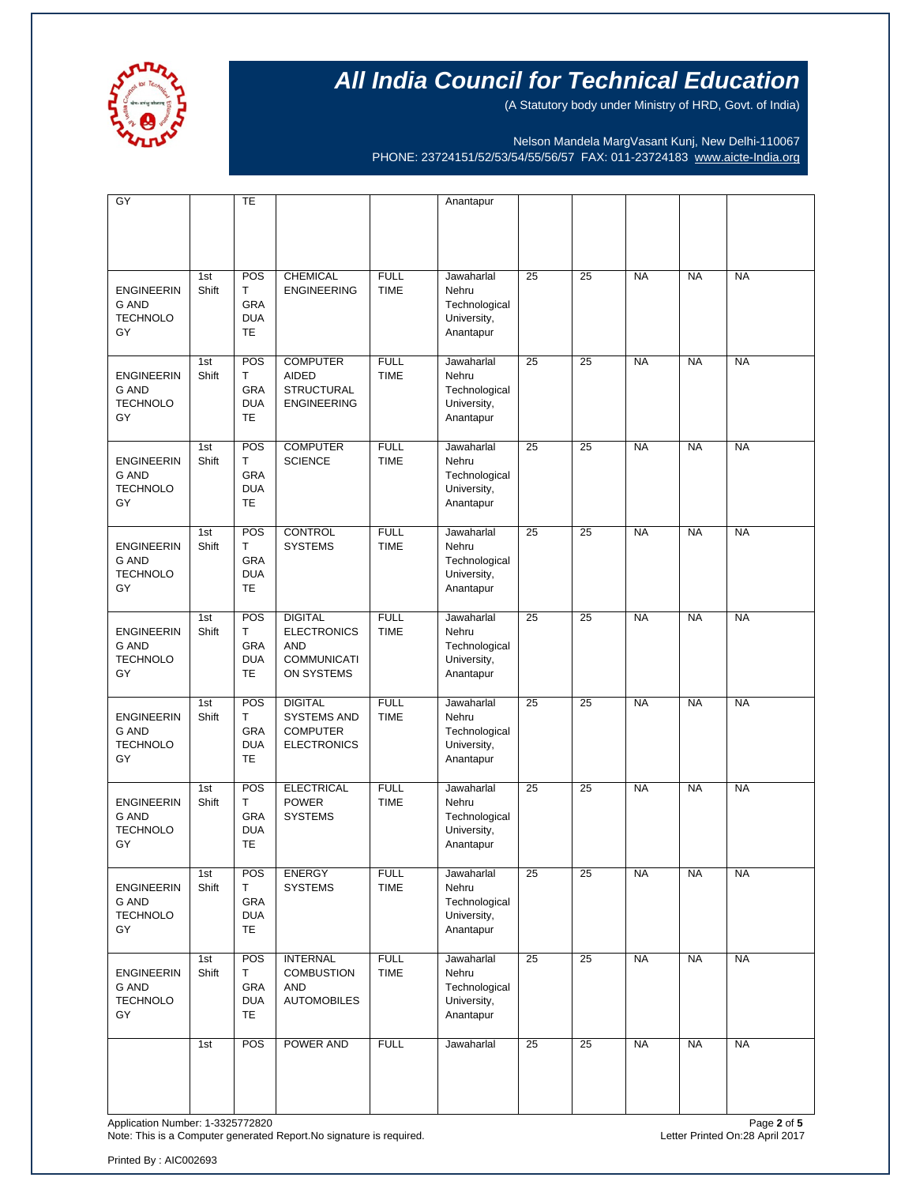# All India Council for Technical Education

(A Statutory body under Ministry of HRD, Govt. of India)

Nelson Mandela MargVasant Kunj, New Delhi-110067
PHONE: 23724151/52/53/54/55/56/57 FAX: 011-23724183 www.aicte-India.org

| | | | | | | | | | | |
|---|---|---|---|---|---|---|---|---|---|---|
| GY | | TE | | | Anantapur | | | | | |
| ENGINEERING AND TECHNOLOGY | 1st Shift | POST GRADUATE | CHEMICAL ENGINEERING | FULL TIME | Jawaharlal Nehru Technological University, Anantapur | 25 | 25 | NA | NA | NA |
| ENGINEERING AND TECHNOLOGY | 1st Shift | POST GRADUATE | COMPUTER AIDED STRUCTURAL ENGINEERING | FULL TIME | Jawaharlal Nehru Technological University, Anantapur | 25 | 25 | NA | NA | NA |
| ENGINEERING AND TECHNOLOGY | 1st Shift | POST GRADUATE | COMPUTER SCIENCE | FULL TIME | Jawaharlal Nehru Technological University, Anantapur | 25 | 25 | NA | NA | NA |
| ENGINEERING AND TECHNOLOGY | 1st Shift | POST GRADUATE | CONTROL SYSTEMS | FULL TIME | Jawaharlal Nehru Technological University, Anantapur | 25 | 25 | NA | NA | NA |
| ENGINEERING AND TECHNOLOGY | 1st Shift | POST GRADUATE | DIGITAL ELECTRONICS AND COMMUNICATION SYSTEMS | FULL TIME | Jawaharlal Nehru Technological University, Anantapur | 25 | 25 | NA | NA | NA |
| ENGINEERING AND TECHNOLOGY | 1st Shift | POST GRADUATE | DIGITAL SYSTEMS AND COMPUTER ELECTRONICS | FULL TIME | Jawaharlal Nehru Technological University, Anantapur | 25 | 25 | NA | NA | NA |
| ENGINEERING AND TECHNOLOGY | 1st Shift | POST GRADUATE | ELECTRICAL POWER SYSTEMS | FULL TIME | Jawaharlal Nehru Technological University, Anantapur | 25 | 25 | NA | NA | NA |
| ENGINEERING AND TECHNOLOGY | 1st Shift | POST GRADUATE | ENERGY SYSTEMS | FULL TIME | Jawaharlal Nehru Technological University, Anantapur | 25 | 25 | NA | NA | NA |
| ENGINEERING AND TECHNOLOGY | 1st Shift | POST GRADUATE | INTERNAL COMBUSTION AND AUTOMOBILES | FULL TIME | Jawaharlal Nehru Technological University, Anantapur | 25 | 25 | NA | NA | NA |
| | 1st | POS | POWER AND | FULL | Jawaharlal | 25 | 25 | NA | NA | NA |

Application Number: 1-3325772820
Note: This is a Computer generated Report.No signature is required.
Letter Printed On:28 April 2017

Printed By : AIC002693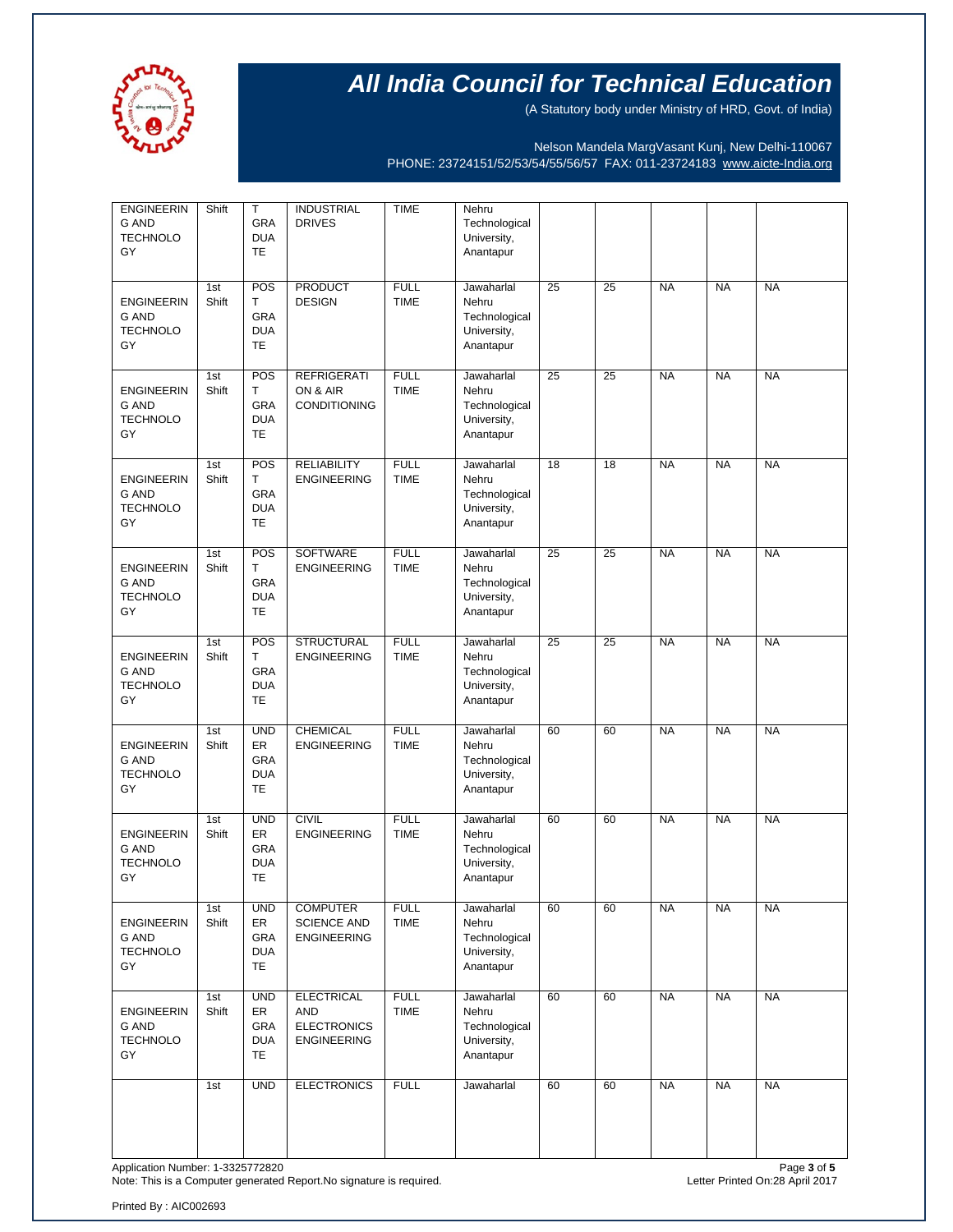# All India Council for Technical Education

(A Statutory body under Ministry of HRD, Govt. of India)

Nelson Mandela MargVasant Kunj, New Delhi-110067
PHONE: 23724151/52/53/54/55/56/57 FAX: 011-23724183 www.aicte-India.org

| | | | | | | | | | | |
|---|---|---|---|---|---|---|---|---|---|---|
| ENGINEERING AND TECHNOLOGY | Shift | T GRADUATE | INDUSTRIAL DRIVES | TIME | Nehru Technological University, Anantapur | | | | | |
| ENGINEERING AND TECHNOLOGY | 1st Shift | POST GRADUATE | PRODUCT DESIGN | FULL TIME | Jawaharlal Nehru Technological University, Anantapur | 25 | 25 | NA | NA | NA |
| ENGINEERING AND TECHNOLOGY | 1st Shift | POST GRADUATE | REFRIGERATION & AIR CONDITIONING | FULL TIME | Jawaharlal Nehru Technological University, Anantapur | 25 | 25 | NA | NA | NA |
| ENGINEERING AND TECHNOLOGY | 1st Shift | POST GRADUATE | RELIABILITY ENGINEERING | FULL TIME | Jawaharlal Nehru Technological University, Anantapur | 18 | 18 | NA | NA | NA |
| ENGINEERING AND TECHNOLOGY | 1st Shift | POST GRADUATE | SOFTWARE ENGINEERING | FULL TIME | Jawaharlal Nehru Technological University, Anantapur | 25 | 25 | NA | NA | NA |
| ENGINEERING AND TECHNOLOGY | 1st Shift | POST GRADUATE | STRUCTURAL ENGINEERING | FULL TIME | Jawaharlal Nehru Technological University, Anantapur | 25 | 25 | NA | NA | NA |
| ENGINEERING AND TECHNOLOGY | 1st Shift | UNDER GRADUATE | CHEMICAL ENGINEERING | FULL TIME | Jawaharlal Nehru Technological University, Anantapur | 60 | 60 | NA | NA | NA |
| ENGINEERING AND TECHNOLOGY | 1st Shift | UNDER GRADUATE | CIVIL ENGINEERING | FULL TIME | Jawaharlal Nehru Technological University, Anantapur | 60 | 60 | NA | NA | NA |
| ENGINEERING AND TECHNOLOGY | 1st Shift | UNDER GRADUATE | COMPUTER SCIENCE AND ENGINEERING | FULL TIME | Jawaharlal Nehru Technological University, Anantapur | 60 | 60 | NA | NA | NA |
| ENGINEERING AND TECHNOLOGY | 1st Shift | UNDER GRADUATE | ELECTRICAL AND ELECTRONICS ENGINEERING | FULL TIME | Jawaharlal Nehru Technological University, Anantapur | 60 | 60 | NA | NA | NA |
| | 1st | UND | ELECTRONICS | FULL | Jawaharlal | 60 | 60 | NA | NA | NA |

Application Number: 1-3325772820
Note: This is a Computer generated Report.No signature is required.
Letter Printed On:28 April 2017

Printed By : AIC002693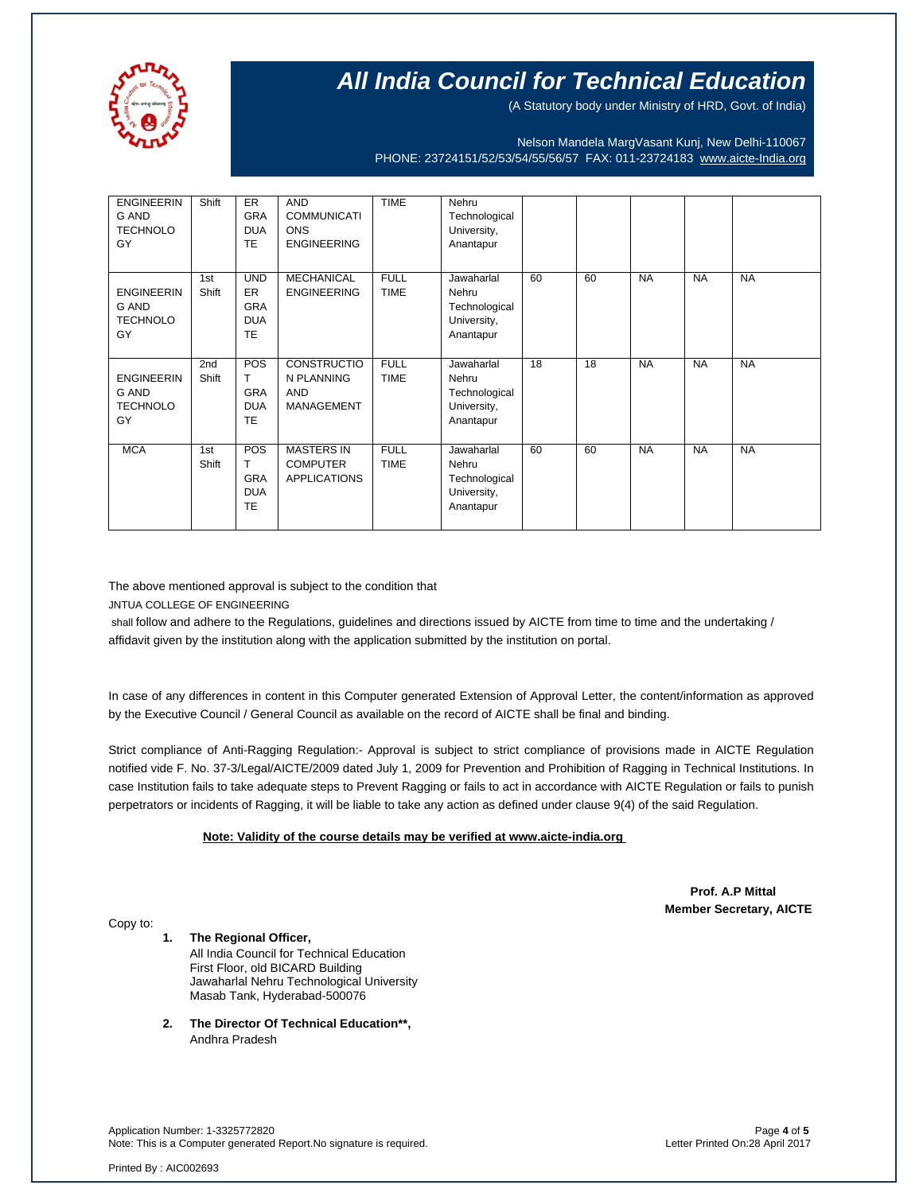# All India Council for Technical Education

(A Statutory body under Ministry of HRD, Govt. of India)

Nelson Mandela MargVasant Kunj, New Delhi-110067
PHONE: 23724151/52/53/54/55/56/57 FAX: 011-23724183 www.aicte-India.org

| | | | | | | | | | | |
|---|---|---|---|---|---|---|---|---|---|---|
| ENGINEERING AND TECHNOLOGY | Shift | ERGRADUATE | AND COMMUNICATIONS ENGINEERING | TIME | Nehru Technological University, Anantapur | | | | | |
| ENGINEERING AND TECHNOLOGY | 1st Shift | UNDERGRADUATE | MECHANICAL ENGINEERING | FULL TIME | Jawaharlal Nehru Technological University, Anantapur | 60 | 60 | NA | NA | NA |
| ENGINEERING AND TECHNOLOGY | 2nd Shift | POST GRADUATE | CONSTRUCTION PLANNING AND MANAGEMENT | FULL TIME | Jawaharlal Nehru Technological University, Anantapur | 18 | 18 | NA | NA | NA |
| MCA | 1st Shift | POST GRADUATE | MASTERS IN COMPUTER APPLICATIONS | FULL TIME | Jawaharlal Nehru Technological University, Anantapur | 60 | 60 | NA | NA | NA |

The above mentioned approval is subject to the condition that

JNTUA COLLEGE OF ENGINEERING

shall follow and adhere to the Regulations, guidelines and directions issued by AICTE from time to time and the undertaking / affidavit given by the institution along with the application submitted by the institution on portal.

In case of any differences in content in this Computer generated Extension of Approval Letter, the content/information as approved by the Executive Council / General Council as available on the record of AICTE shall be final and binding.

Strict compliance of Anti-Ragging Regulation:- Approval is subject to strict compliance of provisions made in AICTE Regulation notified vide F. No. 37-3/Legal/AICTE/2009 dated July 1, 2009 for Prevention and Prohibition of Ragging in Technical Institutions. In case Institution fails to take adequate steps to Prevent Ragging or fails to act in accordance with AICTE Regulation or fails to punish perpetrators or incidents of Ragging, it will be liable to take any action as defined under clause 9(4) of the said Regulation.

**Note: Validity of the course details may be verified at www.aicte-india.org**

**Prof. A.P Mittal**
**Member Secretary, AICTE**

Copy to:

1. **The Regional Officer,**
   All India Council for Technical Education
   First Floor, old BICARD Building
   Jawaharlal Nehru Technological University
   Masab Tank, Hyderabad-500076

2. **The Director Of Technical Education\*\*,**
   Andhra Pradesh

Application Number: 1-3325772820
Note: This is a Computer generated Report.No signature is required.

Letter Printed On:28 April 2017

Printed By : AIC002693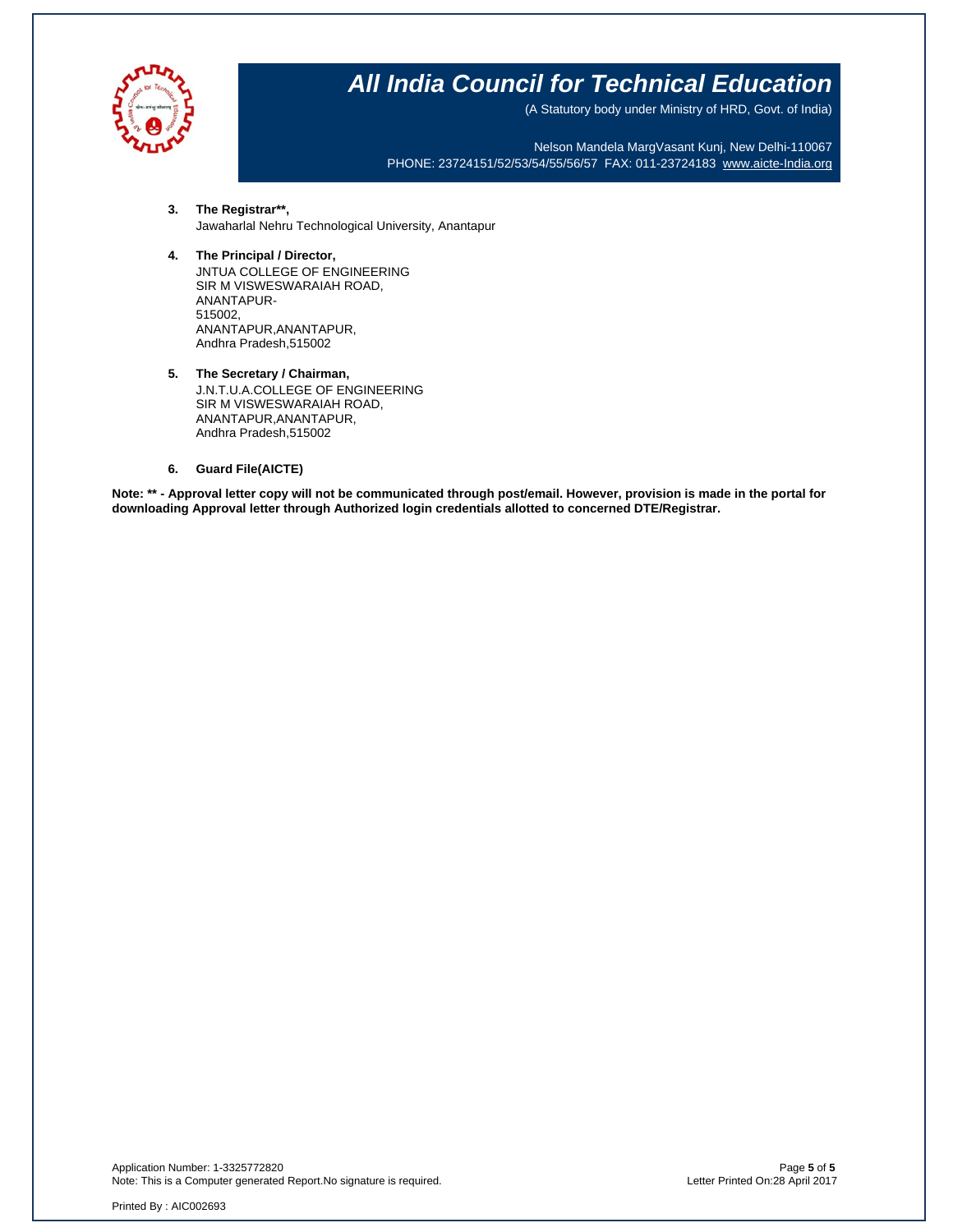3. **The Registrar\*\*,**
   Jawaharlal Nehru Technological University, Anantapur

4. **The Principal / Director,**
   JNTUA COLLEGE OF ENGINEERING
   SIR M VISWESWARAIAH ROAD,
   ANANTAPUR-
   515002,
   ANANTAPUR,ANANTAPUR,
   Andhra Pradesh,515002

5. **The Secretary / Chairman,**
   J.N.T.U.A.COLLEGE OF ENGINEERING
   SIR M VISWESWARAIAH ROAD,
   ANANTAPUR,ANANTAPUR,
   Andhra Pradesh,515002

6. **Guard File(AICTE)**

**Note: \*\* - Approval letter copy will not be communicated through post/email. However, provision is made in the portal for downloading Approval letter through Authorized login credentials allotted to concerned DTE/Registrar.**